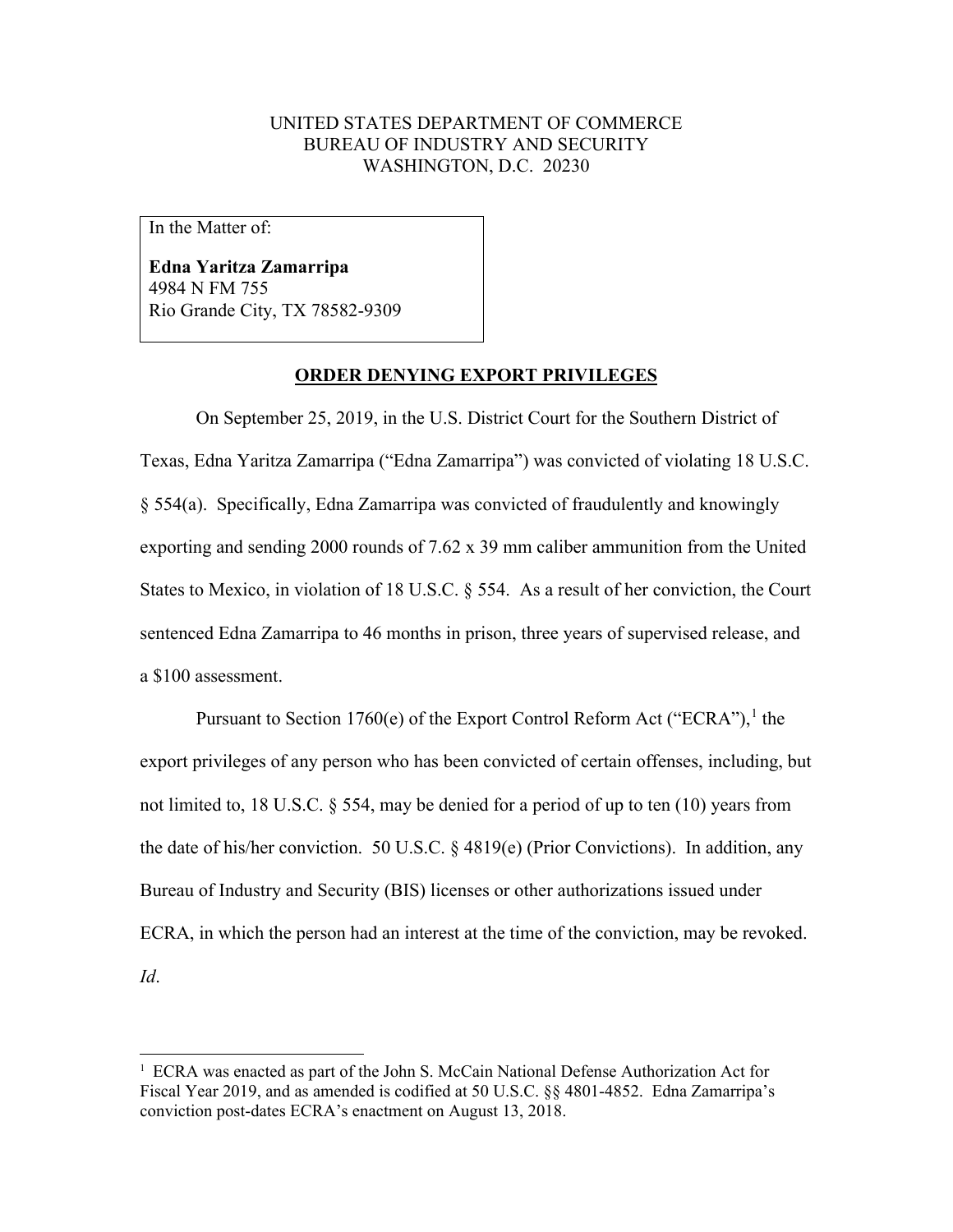UNITED STATES DEPARTMENT OF COMMERCE
BUREAU OF INDUSTRY AND SECURITY
WASHINGTON, D.C. 20230

In the Matter of:

**Edna Yaritza Zamarripa**
4984 N FM 755
Rio Grande City, TX 78582-9309

## ORDER DENYING EXPORT PRIVILEGES

On September 25, 2019, in the U.S. District Court for the Southern District of Texas, Edna Yaritza Zamarripa ("Edna Zamarripa") was convicted of violating 18 U.S.C. § 554(a). Specifically, Edna Zamarripa was convicted of fraudulently and knowingly exporting and sending 2000 rounds of 7.62 x 39 mm caliber ammunition from the United States to Mexico, in violation of 18 U.S.C. § 554. As a result of her conviction, the Court sentenced Edna Zamarripa to 46 months in prison, three years of supervised release, and a $100 assessment.

Pursuant to Section 1760(e) of the Export Control Reform Act ("ECRA"),[1] the export privileges of any person who has been convicted of certain offenses, including, but not limited to, 18 U.S.C. § 554, may be denied for a period of up to ten (10) years from the date of his/her conviction. 50 U.S.C. § 4819(e) (Prior Convictions). In addition, any Bureau of Industry and Security (BIS) licenses or other authorizations issued under ECRA, in which the person had an interest at the time of the conviction, may be revoked. *Id*.

[1] ECRA was enacted as part of the John S. McCain National Defense Authorization Act for Fiscal Year 2019, and as amended is codified at 50 U.S.C. §§ 4801-4852. Edna Zamarripa's conviction post-dates ECRA's enactment on August 13, 2018.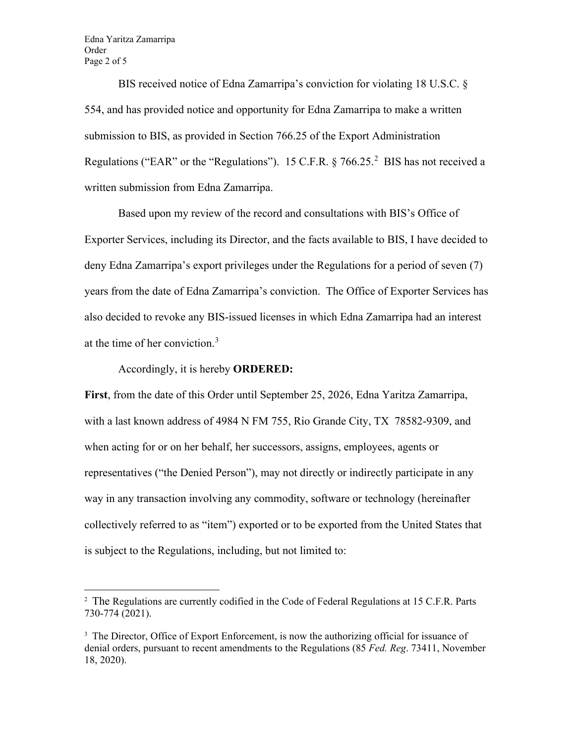BIS received notice of Edna Zamarripa's conviction for violating 18 U.S.C. § 554, and has provided notice and opportunity for Edna Zamarripa to make a written submission to BIS, as provided in Section 766.25 of the Export Administration Regulations ("EAR" or the "Regulations"). 15 C.F.R. § 766.25.[2] BIS has not received a written submission from Edna Zamarripa.

Based upon my review of the record and consultations with BIS's Office of Exporter Services, including its Director, and the facts available to BIS, I have decided to deny Edna Zamarripa's export privileges under the Regulations for a period of seven (7) years from the date of Edna Zamarripa's conviction. The Office of Exporter Services has also decided to revoke any BIS-issued licenses in which Edna Zamarripa had an interest at the time of her conviction.[3]

Accordingly, it is hereby **ORDERED:**

**First**, from the date of this Order until September 25, 2026, Edna Yaritza Zamarripa, with a last known address of 4984 N FM 755, Rio Grande City, TX 78582-9309, and when acting for or on her behalf, her successors, assigns, employees, agents or representatives ("the Denied Person"), may not directly or indirectly participate in any way in any transaction involving any commodity, software or technology (hereinafter collectively referred to as "item") exported or to be exported from the United States that is subject to the Regulations, including, but not limited to:

---

[2] The Regulations are currently codified in the Code of Federal Regulations at 15 C.F.R. Parts 730-774 (2021).

[3] The Director, Office of Export Enforcement, is now the authorizing official for issuance of denial orders, pursuant to recent amendments to the Regulations (85 *Fed. Reg*. 73411, November 18, 2020).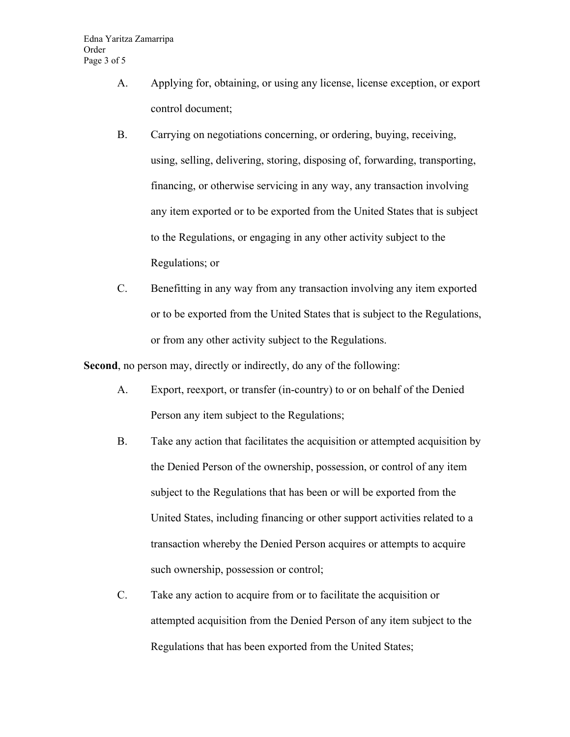A. Applying for, obtaining, or using any license, license exception, or export control document;

B. Carrying on negotiations concerning, or ordering, buying, receiving, using, selling, delivering, storing, disposing of, forwarding, transporting, financing, or otherwise servicing in any way, any transaction involving any item exported or to be exported from the United States that is subject to the Regulations, or engaging in any other activity subject to the Regulations; or

C. Benefitting in any way from any transaction involving any item exported or to be exported from the United States that is subject to the Regulations, or from any other activity subject to the Regulations.

**Second**, no person may, directly or indirectly, do any of the following:

A. Export, reexport, or transfer (in-country) to or on behalf of the Denied Person any item subject to the Regulations;

B. Take any action that facilitates the acquisition or attempted acquisition by the Denied Person of the ownership, possession, or control of any item subject to the Regulations that has been or will be exported from the United States, including financing or other support activities related to a transaction whereby the Denied Person acquires or attempts to acquire such ownership, possession or control;

C. Take any action to acquire from or to facilitate the acquisition or attempted acquisition from the Denied Person of any item subject to the Regulations that has been exported from the United States;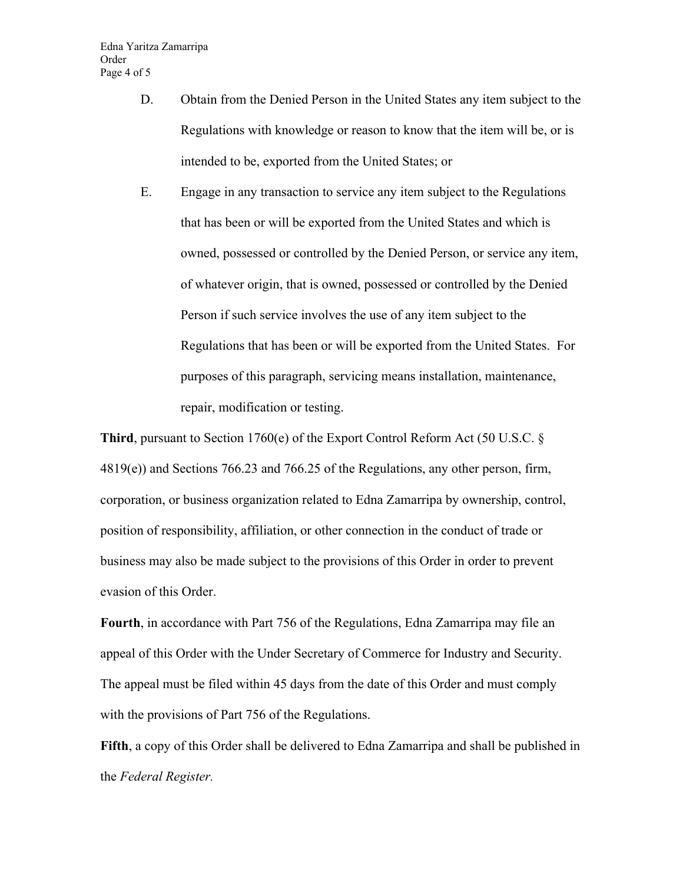D. Obtain from the Denied Person in the United States any item subject to the Regulations with knowledge or reason to know that the item will be, or is intended to be, exported from the United States; or

E. Engage in any transaction to service any item subject to the Regulations that has been or will be exported from the United States and which is owned, possessed or controlled by the Denied Person, or service any item, of whatever origin, that is owned, possessed or controlled by the Denied Person if such service involves the use of any item subject to the Regulations that has been or will be exported from the United States. For purposes of this paragraph, servicing means installation, maintenance, repair, modification or testing.

**Third**, pursuant to Section 1760(e) of the Export Control Reform Act (50 U.S.C. § 4819(e)) and Sections 766.23 and 766.25 of the Regulations, any other person, firm, corporation, or business organization related to Edna Zamarripa by ownership, control, position of responsibility, affiliation, or other connection in the conduct of trade or business may also be made subject to the provisions of this Order in order to prevent evasion of this Order.

**Fourth**, in accordance with Part 756 of the Regulations, Edna Zamarripa may file an appeal of this Order with the Under Secretary of Commerce for Industry and Security. The appeal must be filed within 45 days from the date of this Order and must comply with the provisions of Part 756 of the Regulations.

**Fifth**, a copy of this Order shall be delivered to Edna Zamarripa and shall be published in the *Federal Register.*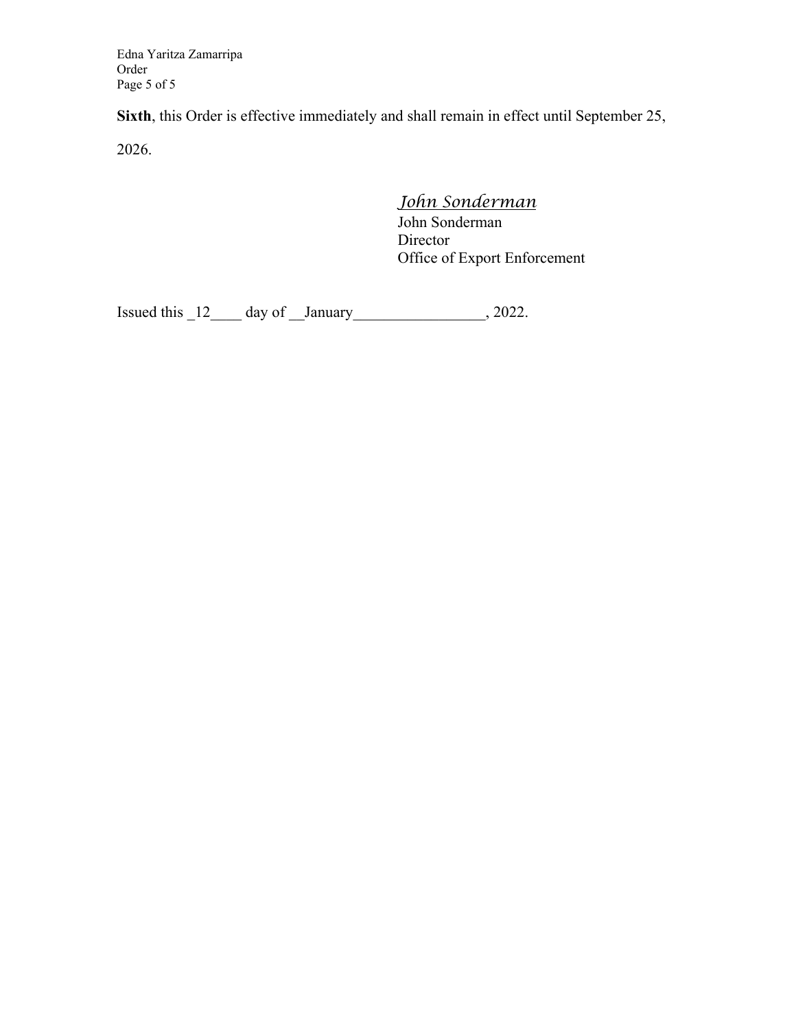**Sixth**, this Order is effective immediately and shall remain in effect until September 25, 2026.

*John Sonderman*
John Sonderman
Director
Office of Export Enforcement

Issued this _12____ day of __January_________________, 2022.